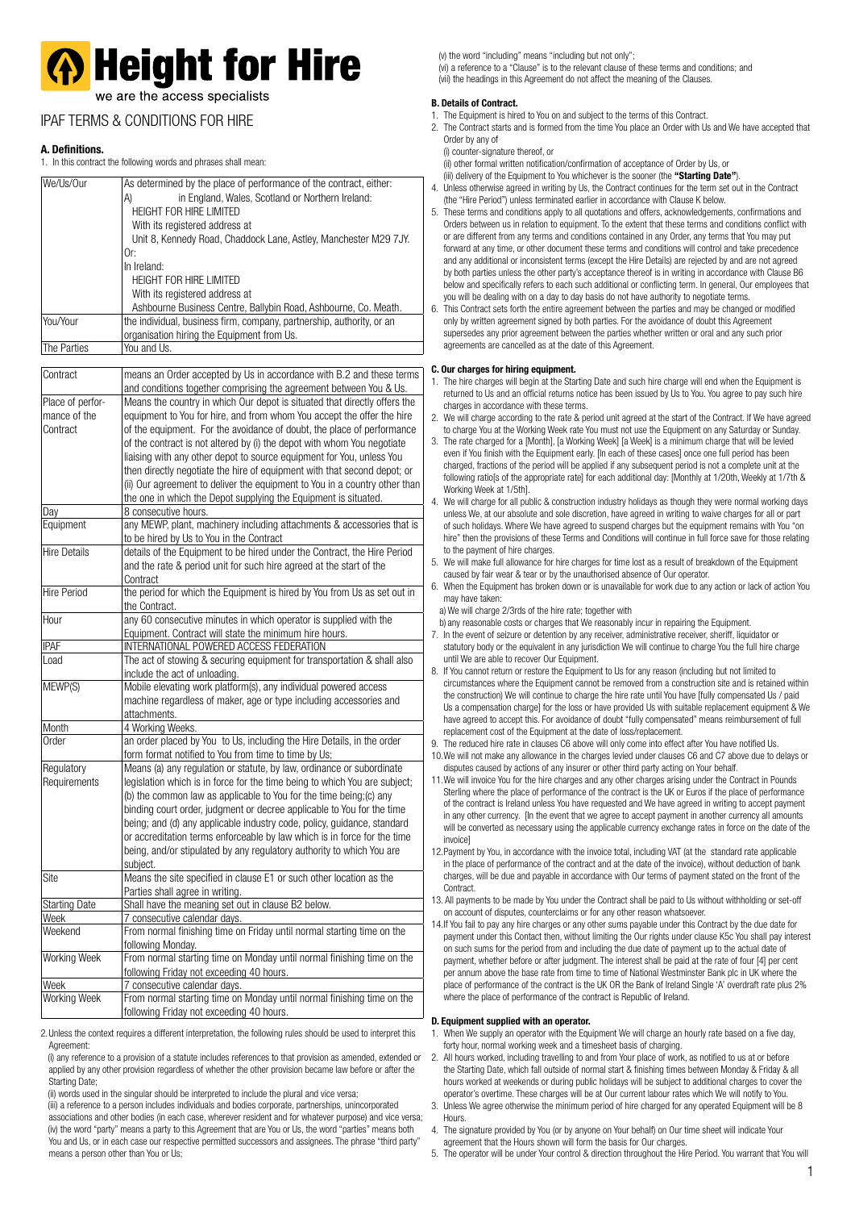# Height for Hire

we are the access specialists

## IPAF TERMS & CONDITIONS FOR HIRE

### A. Definitions.

1. In this contract the following words and phrases shall mean:

| We/Us/Our | As determined by the place of performance of the contract, either: A) in England, Wales, Scotland or Northern Ireland: HEIGHT FOR HIRE LIMITED With its registered address at Unit 8, Kennedy Road, Chaddock Lane, Astley, Manchester M29 7JY. Or: In Ireland: HEIGHT FOR HIRE LIMITED With its registered address at Ashbourne Business Centre, Ballybin Road, Ashbourne, Co. Meath. |
|---|---|
| You/Your | the individual, business firm, company, partnership, authority, or an organisation hiring the Equipment from Us. |
| The Parties | You and Us. |

| Contract | means an Order accepted by Us in accordance with B.2 and these terms and conditions together comprising the agreement between You & Us. |
|---|---|
| Place of performance of the Contract | Means the country in which Our depot is situated that directly offers the equipment to You for hire, and from whom You accept the offer the hire of the equipment. For the avoidance of doubt, the place of performance of the contract is not altered by (i) the depot with whom You negotiate liaising with any other depot to source equipment for You, unless You then directly negotiate the hire of equipment with that second depot; or (ii) Our agreement to deliver the equipment to You in a country other than the one in which the Depot supplying the Equipment is situated. |
| Day | 8 consecutive hours. |
| Equipment | any MEWP, plant, machinery including attachments & accessories that is to be hired by Us to You in the Contract |
| Hire Details | details of the Equipment to be hired under the Contract, the Hire Period and the rate & period unit for such hire agreed at the start of the Contract |
| Hire Period | the period for which the Equipment is hired by You from Us as set out in the Contract. |
| Hour | any 60 consecutive minutes in which operator is supplied with the Equipment. Contract will state the minimum hire hours. |
| IPAF | INTERNATIONAL POWERED ACCESS FEDERATION |
| Load | The act of stowing & securing equipment for transportation & shall also include the act of unloading. |
| MEWP(S) | Mobile elevating work platform(s), any individual powered access machine regardless of maker, age or type including accessories and attachments. |
| Month | 4 Working Weeks. |
| Order | an order placed by You to Us, including the Hire Details, in the order form format notified to You from time to time by Us; |
| Regulatory Requirements | Means (a) any regulation or statute, by law, ordinance or subordinate legislation which is in force for the time being to which You are subject; (b) the common law as applicable to You for the time being;(c) any binding court order, judgment or decree applicable to You for the time being; and (d) any applicable industry code, policy, guidance, standard or accreditation terms enforceable by law which is in force for the time being, and/or stipulated by any regulatory authority to which You are subject. |
| Site | Means the site specified in clause E1 or such other location as the Parties shall agree in writing. |
| Starting Date | Shall have the meaning set out in clause B2 below. |
| Week | 7 consecutive calendar days. |
| Weekend | From normal finishing time on Friday until normal starting time on the following Monday. |
| Working Week | From normal starting time on Monday until normal finishing time on the following Friday not exceeding 40 hours. |
| Week | 7 consecutive calendar days. |
| Working Week | From normal starting time on Monday until normal finishing time on the following Friday not exceeding 40 hours. |

2. Unless the context requires a different interpretation, the following rules should be used to interpret this Agreement:

(i) any reference to a provision of a statute includes references to that provision as amended, extended or applied by any other provision regardless of whether the other provision became law before or after the Starting Date;

(ii) words used in the singular should be interpreted to include the plural and vice versa;

(iii) a reference to a person includes individuals and bodies corporate, partnerships, unincorporated associations and other bodies (in each case, wherever resident and for whatever purpose) and vice versa;

(iv) the word "party" means a party to this Agreement that are You or Us, the word "parties" means both You and Us, or in each case our respective permitted successors and assignees. The phrase "third party" means a person other than You or Us;

(v) the word "including" means "including but not only";

(vi) a reference to a "Clause" is to the relevant clause of these terms and conditions; and

(vii) the headings in this Agreement do not affect the meaning of the Clauses.

### B. Details of Contract.

1. The Equipment is hired to You on and subject to the terms of this Contract.
2. The Contract starts and is formed from the time You place an Order with Us and We have accepted that Order by any of
   (i) counter-signature thereof, or
   (ii) other formal written notification/confirmation of acceptance of Order by Us, or
   (iii) delivery of the Equipment to You whichever is the sooner (the **"Starting Date"**).
4. Unless otherwise agreed in writing by Us, the Contract continues for the term set out in the Contract (the "Hire Period") unless terminated earlier in accordance with Clause K below.
5. These terms and conditions apply to all quotations and offers, acknowledgements, confirmations and Orders between us in relation to equipment. To the extent that these terms and conditions conflict with or are different from any terms and conditions contained in any Order, any terms that You may put forward at any time, or other document these terms and conditions will control and take precedence and any additional or inconsistent terms (except the Hire Details) are rejected by and are not agreed by both parties unless the other party's acceptance thereof is in writing in accordance with Clause B6 below and specifically refers to each such additional or conflicting term. In general, Our employees that you will be dealing with on a day to day basis do not have authority to negotiate terms.
6. This Contract sets forth the entire agreement between the parties and may be changed or modified only by written agreement signed by both parties. For the avoidance of doubt this Agreement supersedes any prior agreement between the parties whether written or oral and any such prior agreements are cancelled as at the date of this Agreement.

### C. Our charges for hiring equipment.

1. The hire charges will begin at the Starting Date and such hire charge will end when the Equipment is returned to Us and an official returns notice has been issued by Us to You. You agree to pay such hire charges in accordance with these terms.
2. We will charge according to the rate & period unit agreed at the start of the Contract. If We have agreed to charge You at the Working Week rate You must not use the Equipment on any Saturday or Sunday.
3. The rate charged for a [Month], [a Working Week] [a Week] is a minimum charge that will be levied even if You finish with the Equipment early. [In each of these cases] once one full period has been charged, fractions of the period will be applied if any subsequent period is not a complete unit at the following ratio[s of the appropriate rate] for each additional day: [Monthly at 1/20th, Weekly at 1/7th & Working Week at 1/5th].
4. We will charge for all public & construction industry holidays as though they were normal working days unless We, at our absolute and sole discretion, have agreed in writing to waive charges for all or part of such holidays. Where We have agreed to suspend charges but the equipment remains with You "on hire" then the provisions of these Terms and Conditions will continue in full force save for those relating to the payment of hire charges.
5. We will make full allowance for hire charges for time lost as a result of breakdown of the Equipment caused by fair wear & tear or by the unauthorised absence of Our operator.
6. When the Equipment has broken down or is unavailable for work due to any action or lack of action You may have taken:
   a) We will charge 2/3rds of the hire rate; together with
   b) any reasonable costs or charges that We reasonably incur in repairing the Equipment.
7. In the event of seizure or detention by any receiver, administrative receiver, sheriff, liquidator or statutory body or the equivalent in any jurisdiction We will continue to charge You the full hire charge until We are able to recover Our Equipment.
8. If You cannot return or restore the Equipment to Us for any reason (including but not limited to circumstances where the Equipment cannot be removed from a construction site and is retained within the construction) We will continue to charge the hire rate until You have [fully compensated Us / paid Us a compensation charge] for the loss or have provided Us with suitable replacement equipment & We have agreed to accept this. For avoidance of doubt "fully compensated" means reimbursement of full replacement cost of the Equipment at the date of loss/replacement.
9. The reduced hire rate in clauses C6 above will only come into effect after You have notified Us.
10. We will not make any allowance in the charges levied under clauses C6 and C7 above due to delays or disputes caused by actions of any insurer or other third party acting on Your behalf.
11. We will invoice You for the hire charges and any other charges arising under the Contract in Pounds Sterling where the place of performance of the contract is the UK or Euros if the place of performance of the contract is Ireland unless You have requested and We have agreed in writing to accept payment in any other currency. [In the event that we agree to accept payment in another currency all amounts will be converted as necessary using the applicable currency exchange rates in force on the date of the invoice]
12. Payment by You, in accordance with the invoice total, including VAT (at the standard rate applicable in the place of performance of the contract and at the date of the invoice), without deduction of bank charges, will be due and payable in accordance with Our terms of payment stated on the front of the Contract.
13. All payments to be made by You under the Contract shall be paid to Us without withholding or set-off on account of disputes, counterclaims or for any other reason whatsoever.
14. If You fail to pay any hire charges or any other sums payable under this Contract by the due date for payment under this Contact then, without limiting the Our rights under clause K5c You shall pay interest on such sums for the period from and including the due date of payment up to the actual date of payment, whether before or after judgment. The interest shall be paid at the rate of four [4] per cent per annum above the base rate from time to time of National Westminster Bank plc in UK where the place of performance of the contract is the UK OR the Bank of Ireland Single 'A' overdraft rate plus 2% where the place of performance of the contract is Republic of Ireland.

### D. Equipment supplied with an operator.

1. When We supply an operator with the Equipment We will charge an hourly rate based on a five day, forty hour, normal working week and a timesheet basis of charging.
2. All hours worked, including travelling to and from Your place of work, as notified to us at or before the Starting Date, which fall outside of normal start & finishing times between Monday & Friday & all hours worked at weekends or during public holidays will be subject to additional charges to cover the operator's overtime. These charges will be at Our current labour rates which We will notify to You.
3. Unless We agree otherwise the minimum period of hire charged for any operated Equipment will be 8 Hours.
4. The signature provided by You (or by anyone on Your behalf) on Our time sheet will indicate Your agreement that the Hours shown will form the basis for Our charges.
5. The operator will be under Your control & direction throughout the Hire Period. You warrant that You will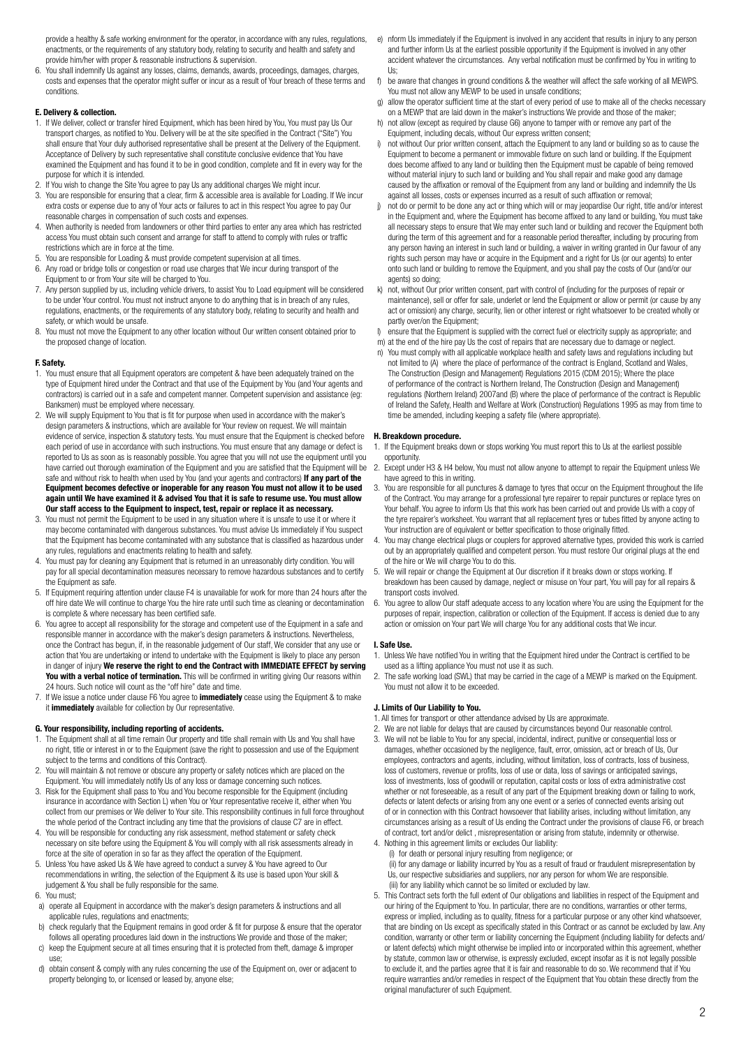provide a healthy & safe working environment for the operator, in accordance with any rules, regulations, enactments, or the requirements of any statutory body, relating to security and health and safety and provide him/her with proper & reasonable instructions & supervision.

6. You shall indemnify Us against any losses, claims, demands, awards, proceedings, damages, charges, costs and expenses that the operator might suffer or incur as a result of Your breach of these terms and conditions.

#### E. Delivery & collection.

1. If We deliver, collect or transfer hired Equipment, which has been hired by You, You must pay Us Our transport charges, as notified to You. Delivery will be at the site specified in the Contract ("Site") You shall ensure that Your duly authorised representative shall be present at the Delivery of the Equipment. Acceptance of Delivery by such representative shall constitute conclusive evidence that You have examined the Equipment and has found it to be in good condition, complete and fit in every way for the purpose for which it is intended.
2. If You wish to change the Site You agree to pay Us any additional charges We might incur.
3. You are responsible for ensuring that a clear, firm & accessible area is available for Loading. If We incur extra costs or expense due to any of Your acts or failures to act in this respect You agree to pay Our reasonable charges in compensation of such costs and expenses.
4. When authority is needed from landowners or other third parties to enter any area which has restricted access You must obtain such consent and arrange for staff to attend to comply with rules or traffic restrictions which are in force at the time.
5. You are responsible for Loading & must provide competent supervision at all times.
6. Any road or bridge tolls or congestion or road use charges that We incur during transport of the Equipment to or from Your site will be charged to You.
7. Any person supplied by us, including vehicle drivers, to assist You to Load equipment will be considered to be under Your control. You must not instruct anyone to do anything that is in breach of any rules, regulations, enactments, or the requirements of any statutory body, relating to security and health and safety, or which would be unsafe.
8. You must not move the Equipment to any other location without Our written consent obtained prior to the proposed change of location.

#### F. Safety.

1. You must ensure that all Equipment operators are competent & have been adequately trained on the type of Equipment hired under the Contract and that use of the Equipment by You (and Your agents and contractors) is carried out in a safe and competent manner. Competent supervision and assistance (eg: Banksmen) must be employed where necessary.
2. We will supply Equipment to You that is fit for purpose when used in accordance with the maker's design parameters & instructions, which are available for Your review on request. We will maintain evidence of service, inspection & statutory tests. You must ensure that the Equipment is checked before each period of use in accordance with such instructions. You must ensure that any damage or defect is reported to Us as soon as is reasonably possible. You agree that you will not use the equipment until you have carried out thorough examination of the Equipment and you are satisfied that the Equipment will be safe and without risk to health when used by You (and your agents and contractors) **If any part of the Equipment becomes defective or inoperable for any reason You must not allow it to be used again until We have examined it & advised You that it is safe to resume use. You must allow Our staff access to the Equipment to inspect, test, repair or replace it as necessary.**
3. You must not permit the Equipment to be used in any situation where it is unsafe to use it or where it may become contaminated with dangerous substances. You must advise Us immediately if You suspect that the Equipment has become contaminated with any substance that is classified as hazardous under any rules, regulations and enactments relating to health and safety.
4. You must pay for cleaning any Equipment that is returned in an unreasonably dirty condition. You will pay for all special decontamination measures necessary to remove hazardous substances and to certify the Equipment as safe.
5. If Equipment requiring attention under clause F4 is unavailable for work for more than 24 hours after the off hire date We will continue to charge You the hire rate until such time as cleaning or decontamination is complete & where necessary has been certified safe.
6. You agree to accept all responsibility for the storage and competent use of the Equipment in a safe and responsible manner in accordance with the maker's design parameters & instructions. Nevertheless, once the Contract has begun, if, in the reasonable judgement of Our staff, We consider that any use or action that You are undertaking or intend to undertake with the Equipment is likely to place any person in danger of injury **We reserve the right to end the Contract with IMMEDIATE EFFECT by serving You with a verbal notice of termination.** This will be confirmed in writing giving Our reasons within 24 hours. Such notice will count as the "off hire" date and time.
7. If We issue a notice under clause F6 You agree to **immediately** cease using the Equipment & to make it **immediately** available for collection by Our representative.

#### G. Your responsibility, including reporting of accidents.

1. The Equipment shall at all time remain Our property and title shall remain with Us and You shall have no right, title or interest in or to the Equipment (save the right to possession and use of the Equipment subject to the terms and conditions of this Contract).
2. You will maintain & not remove or obscure any property or safety notices which are placed on the Equipment. You will immediately notify Us of any loss or damage concerning such notices.
3. Risk for the Equipment shall pass to You and You become responsible for the Equipment (including insurance in accordance with Section L) when You or Your representative receive it, either when You collect from our premises or We deliver to Your site. This responsibility continues in full force throughout the whole period of the Contract including any time that the provisions of clause C7 are in effect.
4. You will be responsible for conducting any risk assessment, method statement or safety check necessary on site before using the Equipment & You will comply with all risk assessments already in force at the site of operation in so far as they affect the operation of the Equipment.
5. Unless You have asked Us & We have agreed to conduct a survey & You have agreed to Our recommendations in writing, the selection of the Equipment & its use is based upon Your skill & judgement & You shall be fully responsible for the same.
6. You must;
   a) operate all Equipment in accordance with the maker's design parameters & instructions and all applicable rules, regulations and enactments;
   b) check regularly that the Equipment remains in good order & fit for purpose & ensure that the operator follows all operating procedures laid down in the instructions We provide and those of the maker;
   c) keep the Equipment secure at all times ensuring that it is protected from theft, damage & improper use;
   d) obtain consent & comply with any rules concerning the use of the Equipment on, over or adjacent to property belonging to, or licensed or leased by, anyone else;
   e) nform Us immediately if the Equipment is involved in any accident that results in injury to any person and further inform Us at the earliest possible opportunity if the Equipment is involved in any other accident whatever the circumstances. Any verbal notification must be confirmed by You in writing to Us;
   f) be aware that changes in ground conditions & the weather will affect the safe working of all MEWPS. You must not allow any MEWP to be used in unsafe conditions;
   g) allow the operator sufficient time at the start of every period of use to make all of the checks necessary on a MEWP that are laid down in the maker's instructions We provide and those of the maker;
   h) not allow (except as required by clause G6) anyone to tamper with or remove any part of the Equipment, including decals, without Our express written consent;
   i) not without Our prior written consent, attach the Equipment to any land or building so as to cause the Equipment to become a permanent or immovable fixture on such land or building. If the Equipment does become affixed to any land or building then the Equipment must be capable of being removed without material injury to such land or building and You shall repair and make good any damage caused by the affixation or removal of the Equipment from any land or building and indemnify the Us against all losses, costs or expenses incurred as a result of such affixation or removal;
   j) not do or permit to be done any act or thing which will or may jeopardise Our right, title and/or interest in the Equipment and, where the Equipment has become affixed to any land or building, You must take all necessary steps to ensure that We may enter such land or building and recover the Equipment both during the term of this agreement and for a reasonable period thereafter, including by procuring from any person having an interest in such land or building, a waiver in writing granted in Our favour of any rights such person may have or acquire in the Equipment and a right for Us (or our agents) to enter onto such land or building to remove the Equipment, and you shall pay the costs of Our (and/or our agents) so doing;
   k) not, without Our prior written consent, part with control of (including for the purposes of repair or maintenance), sell or offer for sale, underlet or lend the Equipment or allow or permit (or cause by any act or omission) any charge, security, lien or other interest or right whatsoever to be created wholly or partly over/on the Equipment;
   l) ensure that the Equipment is supplied with the correct fuel or electricity supply as appropriate; and
   m) at the end of the hire pay Us the cost of repairs that are necessary due to damage or neglect.
   n) You must comply with all applicable workplace health and safety laws and regulations including but not limited to (A) where the place of performance of the contract is England, Scotland and Wales, The Construction (Design and Management) Regulations 2015 (CDM 2015); Where the place of performance of the contract is Northern Ireland, The Construction (Design and Management) regulations (Northern Ireland) 2007and (B) where the place of performance of the contract is Republic of Ireland the Safety, Health and Welfare at Work (Construction) Regulations 1995 as may from time to time be amended, including keeping a safety file (where appropriate).

#### H. Breakdown procedure.

1. If the Equipment breaks down or stops working You must report this to Us at the earliest possible opportunity.
2. Except under H3 & H4 below, You must not allow anyone to attempt to repair the Equipment unless We have agreed to this in writing.
3. You are responsible for all punctures & damage to tyres that occur on the Equipment throughout the life of the Contract. You may arrange for a professional tyre repairer to repair punctures or replace tyres on Your behalf. You agree to inform Us that this work has been carried out and provide Us with a copy of the tyre repairer's worksheet. You warrant that all replacement tyres or tubes fitted by anyone acting to Your instruction are of equivalent or better specification to those originally fitted.
4. You may change electrical plugs or couplers for approved alternative types, provided this work is carried out by an appropriately qualified and competent person. You must restore Our original plugs at the end of the hire or We will charge You to do this.
5. We will repair or change the Equipment at Our discretion if it breaks down or stops working. If breakdown has been caused by damage, neglect or misuse on Your part, You will pay for all repairs & transport costs involved.
6. You agree to allow Our staff adequate access to any location where You are using the Equipment for the purposes of repair, inspection, calibration or collection of the Equipment. If access is denied due to any action or omission on Your part We will charge You for any additional costs that We incur.

#### I. Safe Use.

1. Unless We have notified You in writing that the Equipment hired under the Contract is certified to be used as a lifting appliance You must not use it as such.
2. The safe working load (SWL) that may be carried in the cage of a MEWP is marked on the Equipment. You must not allow it to be exceeded.

#### J. Limits of Our Liability to You.

1. All times for transport or other attendance advised by Us are approximate.
2. We are not liable for delays that are caused by circumstances beyond Our reasonable control.
3. We will not be liable to You for any special, incidental, indirect, punitive or consequential loss or damages, whether occasioned by the negligence, fault, error, omission, act or breach of Us, Our employees, contractors and agents, including, without limitation, loss of contracts, loss of business, loss of customers, revenue or profits, loss of use or data, loss of savings or anticipated savings, loss of investments, loss of goodwill or reputation, capital costs or loss of extra administrative cost whether or not foreseeable, as a result of any part of the Equipment breaking down or failing to work, defects or latent defects or arising from any one event or a series of connected events arising out of or in connection with this Contract howsoever that liability arises, including without limitation, any circumstances arising as a result of Us ending the Contract under the provisions of clause F6, or breach of contract, tort and/or delict , misrepresentation or arising from statute, indemnity or otherwise.
4. Nothing in this agreement limits or excludes Our liability:
   (i) for death or personal injury resulting from negligence; or
   (ii) for any damage or liability incurred by You as a result of fraud or fraudulent misrepresentation by Us, our respective subsidiaries and suppliers, nor any person for whom We are responsible.
   (iii) for any liability which cannot be so limited or excluded by law.
5. This Contract sets forth the full extent of Our obligations and liabilities in respect of the Equipment and our hiring of the Equipment to You. In particular, there are no conditions, warranties or other terms, express or implied, including as to quality, fitness for a particular purpose or any other kind whatsoever, that are binding on Us except as specifically stated in this Contract or as cannot be excluded by law. Any condition, warranty or other term or liability concerning the Equipment (including liability for defects and/or latent defects) which might otherwise be implied into or incorporated within this agreement, whether by statute, common law or otherwise, is expressly excluded, except insofar as it is not legally possible to exclude it, and the parties agree that it is fair and reasonable to do so. We recommend that if You require warranties and/or remedies in respect of the Equipment that You obtain these directly from the original manufacturer of such Equipment.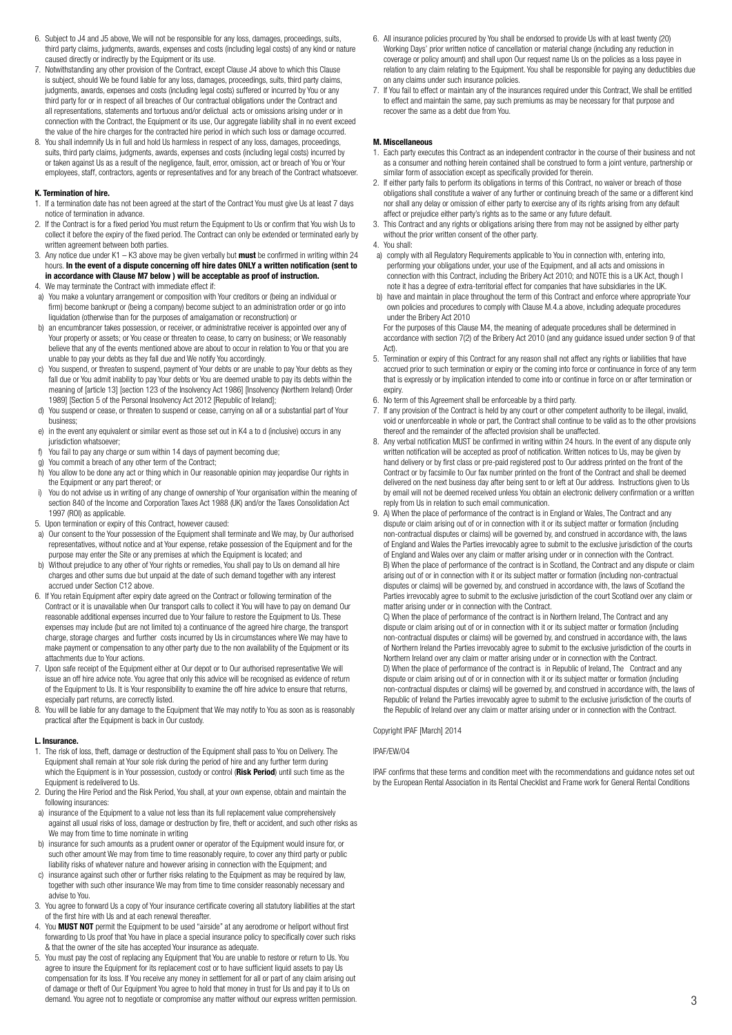6. Subject to J4 and J5 above, We will not be responsible for any loss, damages, proceedings, suits, third party claims, judgments, awards, expenses and costs (including legal costs) of any kind or nature caused directly or indirectly by the Equipment or its use.
7. Notwithstanding any other provision of the Contract, except Clause J4 above to which this Clause is subject, should We be found liable for any loss, damages, proceedings, suits, third party claims, judgments, awards, expenses and costs (including legal costs) suffered or incurred by You or any third party for or in respect of all breaches of Our contractual obligations under the Contract and all representations, statements and tortuous and/or delictual acts or omissions arising under or in connection with the Contract, the Equipment or its use, Our aggregate liability shall in no event exceed the value of the hire charges for the contracted hire period in which such loss or damage occurred.
8. You shall indemnify Us in full and hold Us harmless in respect of any loss, damages, proceedings, suits, third party claims, judgments, awards, expenses and costs (including legal costs) incurred by or taken against Us as a result of the negligence, fault, error, omission, act or breach of You or Your employees, staff, contractors, agents or representatives and for any breach of the Contract whatsoever.

**K. Termination of hire.**

1. If a termination date has not been agreed at the start of the Contract You must give Us at least 7 days notice of termination in advance.
2. If the Contract is for a fixed period You must return the Equipment to Us or confirm that You wish Us to collect it before the expiry of the fixed period. The Contract can only be extended or terminated early by written agreement between both parties.
3. Any notice due under K1 – K3 above may be given verbally but **must** be confirmed in writing within 24 hours. **In the event of a dispute concerning off hire dates ONLY a written notification (sent to in accordance with Clause M7 below ) will be acceptable as proof of instruction.**
4. We may terminate the Contract with immediate effect if:
 a) You make a voluntary arrangement or composition with Your creditors or (being an individual or firm) become bankrupt or (being a company) become subject to an administration order or go into liquidation (otherwise than for the purposes of amalgamation or reconstruction) or
 b) an encumbrancer takes possession, or receiver, or administrative receiver is appointed over any of Your property or assets; or You cease or threaten to cease, to carry on business; or We reasonably believe that any of the events mentioned above are about to occur in relation to You or that you are unable to pay your debts as they fall due and We notify You accordingly.
 c) You suspend, or threaten to suspend, payment of Your debts or are unable to pay Your debts as they fall due or You admit inability to pay Your debts or You are deemed unable to pay its debts within the meaning of [article 13] [section 123 of the Insolvency Act 1986] [Insolvency (Northern Ireland) Order 1989] [Section 5 of the Personal Insolvency Act 2012 [Republic of Ireland];
 d) You suspend or cease, or threaten to suspend or cease, carrying on all or a substantial part of Your business;
 e) in the event any equivalent or similar event as those set out in K4 a to d (inclusive) occurs in any jurisdiction whatsoever;
 f) You fail to pay any charge or sum within 14 days of payment becoming due;
 g) You commit a breach of any other term of the Contract;
 h) You allow to be done any act or thing which in Our reasonable opinion may jeopardise Our rights in the Equipment or any part thereof; or
 i) You do not advise us in writing of any change of ownership of Your organisation within the meaning of section 840 of the Income and Corporation Taxes Act 1988 (UK) and/or the Taxes Consolidation Act 1997 (ROI) as applicable.
5. Upon termination or expiry of this Contract, however caused:
 a) Our consent to the Your possession of the Equipment shall terminate and We may, by Our authorised representatives, without notice and at Your expense, retake possession of the Equipment and for the purpose may enter the Site or any premises at which the Equipment is located; and
 b) Without prejudice to any other of Your rights or remedies, You shall pay to Us on demand all hire charges and other sums due but unpaid at the date of such demand together with any interest accrued under Section C12 above.
6. If You retain Equipment after expiry date agreed on the Contract or following termination of the Contract or it is unavailable when Our transport calls to collect it You will have to pay on demand Our reasonable additional expenses incurred due to Your failure to restore the Equipment to Us. These expenses may include (but are not limited to) a continuance of the agreed hire charge, the transport charge, storage charges and further costs incurred by Us in circumstances where We may have to make payment or compensation to any other party due to the non availability of the Equipment or its attachments due to Your actions.
7. Upon safe receipt of the Equipment either at Our depot or to Our authorised representative We will issue an off hire advice note. You agree that only this advice will be recognised as evidence of return of the Equipment to Us. It is Your responsibility to examine the off hire advice to ensure that returns, especially part returns, are correctly listed.
8. You will be liable for any damage to the Equipment that We may notify to You as soon as is reasonably practical after the Equipment is back in Our custody.

**L. Insurance.**

1. The risk of loss, theft, damage or destruction of the Equipment shall pass to You on Delivery. The Equipment shall remain at Your sole risk during the period of hire and any further term during which the Equipment is in Your possession, custody or control (**Risk Period**) until such time as the Equipment is redelivered to Us.
2. During the Hire Period and the Risk Period, You shall, at your own expense, obtain and maintain the following insurances:
 a) insurance of the Equipment to a value not less than its full replacement value comprehensively against all usual risks of loss, damage or destruction by fire, theft or accident, and such other risks as We may from time to time nominate in writing
 b) insurance for such amounts as a prudent owner or operator of the Equipment would insure for, or such other amount We may from time to time reasonably require, to cover any third party or public liability risks of whatever nature and however arising in connection with the Equipment; and
 c) insurance against such other or further risks relating to the Equipment as may be required by law, together with such other insurance We may from time to time consider reasonably necessary and advise to You.
3. You agree to forward Us a copy of Your insurance certificate covering all statutory liabilities at the start of the first hire with Us and at each renewal thereafter.
4. You **MUST NOT** permit the Equipment to be used "airside" at any aerodrome or heliport without first forwarding to Us proof that You have in place a special insurance policy to specifically cover such risks & that the owner of the site has accepted Your insurance as adequate.
5. You must pay the cost of replacing any Equipment that You are unable to restore or return to Us. You agree to insure the Equipment for its replacement cost or to have sufficient liquid assets to pay Us compensation for its loss. If You receive any money in settlement for all or part of any claim arising out of damage or theft of Our Equipment You agree to hold that money in trust for Us and pay it to Us on demand. You agree not to negotiate or compromise any matter without our express written permission.
6. All insurance policies procured by You shall be endorsed to provide Us with at least twenty (20) Working Days' prior written notice of cancellation or material change (including any reduction in coverage or policy amount) and shall upon Our request name Us on the policies as a loss payee in relation to any claim relating to the Equipment. You shall be responsible for paying any deductibles due on any claims under such insurance policies.
7. If You fail to effect or maintain any of the insurances required under this Contract, We shall be entitled to effect and maintain the same, pay such premiums as may be necessary for that purpose and recover the same as a debt due from You.

**M. Miscellaneous**

1. Each party executes this Contract as an independent contractor in the course of their business and not as a consumer and nothing herein contained shall be construed to form a joint venture, partnership or similar form of association except as specifically provided for therein.
2. If either party fails to perform its obligations in terms of this Contract, no waiver or breach of those obligations shall constitute a waiver of any further or continuing breach of the same or a different kind nor shall any delay or omission of either party to exercise any of its rights arising from any default affect or prejudice either party's rights as to the same or any future default.
3. This Contract and any rights or obligations arising there from may not be assigned by either party without the prior written consent of the other party.
4. You shall:
 a) comply with all Regulatory Requirements applicable to You in connection with, entering into, performing your obligations under, your use of the Equipment, and all acts and omissions in connection with this Contract, including the Bribery Act 2010; and NOTE this is a UK Act, though I note it has a degree of extra-territorial effect for companies that have subsidiaries in the UK.
 b) have and maintain in place throughout the term of this Contract and enforce where appropriate Your own policies and procedures to comply with Clause M.4.a above, including adequate procedures under the Bribery Act 2010

 For the purposes of this Clause M4, the meaning of adequate procedures shall be determined in accordance with section 7(2) of the Bribery Act 2010 (and any guidance issued under section 9 of that Act).
5. Termination or expiry of this Contract for any reason shall not affect any rights or liabilities that have accrued prior to such termination or expiry or the coming into force or continuance in force of any term that is expressly or by implication intended to come into or continue in force on or after termination or expiry.
6. No term of this Agreement shall be enforceable by a third party.
7. If any provision of the Contract is held by any court or other competent authority to be illegal, invalid, void or unenforceable in whole or part, the Contract shall continue to be valid as to the other provisions thereof and the remainder of the affected provision shall be unaffected.
8. Any verbal notification MUST be confirmed in writing within 24 hours. In the event of any dispute only written notification will be accepted as proof of notification. Written notices to Us, may be given by hand delivery or by first class or pre-paid registered post to Our address printed on the front of the Contract or by facsimile to Our fax number printed on the front of the Contract and shall be deemed delivered on the next business day after being sent to or left at Our address. Instructions given to Us by email will not be deemed received unless You obtain an electronic delivery confirmation or a written reply from Us in relation to such email communication.
9. A) When the place of performance of the contract is in England or Wales, The Contract and any dispute or claim arising out of or in connection with it or its subject matter or formation (including non-contractual disputes or claims) will be governed by, and construed in accordance with, the laws of England and Wales the Parties irrevocably agree to submit to the exclusive jurisdiction of the courts of England and Wales over any claim or matter arising under or in connection with the Contract.
 B) When the place of performance of the contract is in Scotland, the Contract and any dispute or claim arising out of or in connection with it or its subject matter or formation (including non-contractual disputes or claims) will be governed by, and construed in accordance with, the laws of Scotland the Parties irrevocably agree to submit to the exclusive jurisdiction of the court Scotland over any claim or matter arising under or in connection with the Contract.
 C) When the place of performance of the contract is in Northern Ireland, The Contract and any dispute or claim arising out of or in connection with it or its subject matter or formation (including non-contractual disputes or claims) will be governed by, and construed in accordance with, the laws of Northern Ireland the Parties irrevocably agree to submit to the exclusive jurisdiction of the courts in Northern Ireland over any claim or matter arising under or in connection with the Contract.
 D) When the place of performance of the contract is in Republic of Ireland, The Contract and any dispute or claim arising out of or in connection with it or its subject matter or formation (including non-contractual disputes or claims) will be governed by, and construed in accordance with, the laws of Republic of Ireland the Parties irrevocably agree to submit to the exclusive jurisdiction of the courts of the Republic of Ireland over any claim or matter arising under or in connection with the Contract.

Copyright IPAF [March] 2014

IPAF/EW/04

IPAF confirms that these terms and condition meet with the recommendations and guidance notes set out by the European Rental Association in its Rental Checklist and Frame work for General Rental Conditions